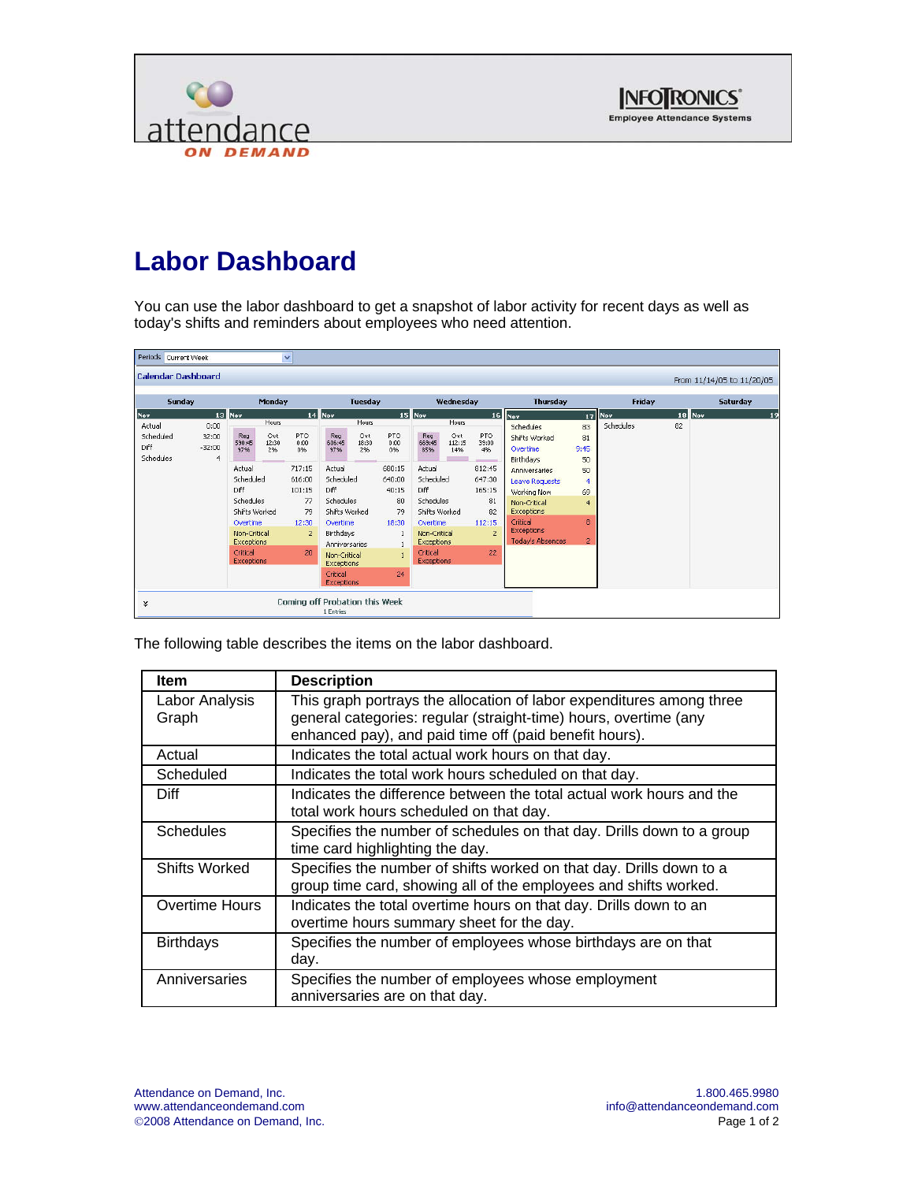# Labor Dashboard

You can use the labor dashboard to get a snapshot of labor activity for recent days as well as today's shifts and reminders about employees who need attention.

The following table describes the items on the labor dashboard.

| Item | Description |
|---|---|
| Labor Analysis Graph | This graph portrays the allocation of labor expenditures among three general categories: regular (straight-time) hours, overtime (any enhanced pay), and paid time off (paid benefit hours). |
| Actual | Indicates the total actual work hours on that day. |
| Scheduled | Indicates the total work hours scheduled on that day. |
| Diff | Indicates the difference between the total actual work hours and the total work hours scheduled on that day. |
| Schedules | Specifies the number of schedules on that day. Drills down to a group time card highlighting the day. |
| Shifts Worked | Specifies the number of shifts worked on that day. Drills down to a group time card, showing all of the employees and shifts worked. |
| Overtime Hours | Indicates the total overtime hours on that day. Drills down to an overtime hours summary sheet for the day. |
| Birthdays | Specifies the number of employees whose birthdays are on that day. |
| Anniversaries | Specifies the number of employees whose employment anniversaries are on that day. |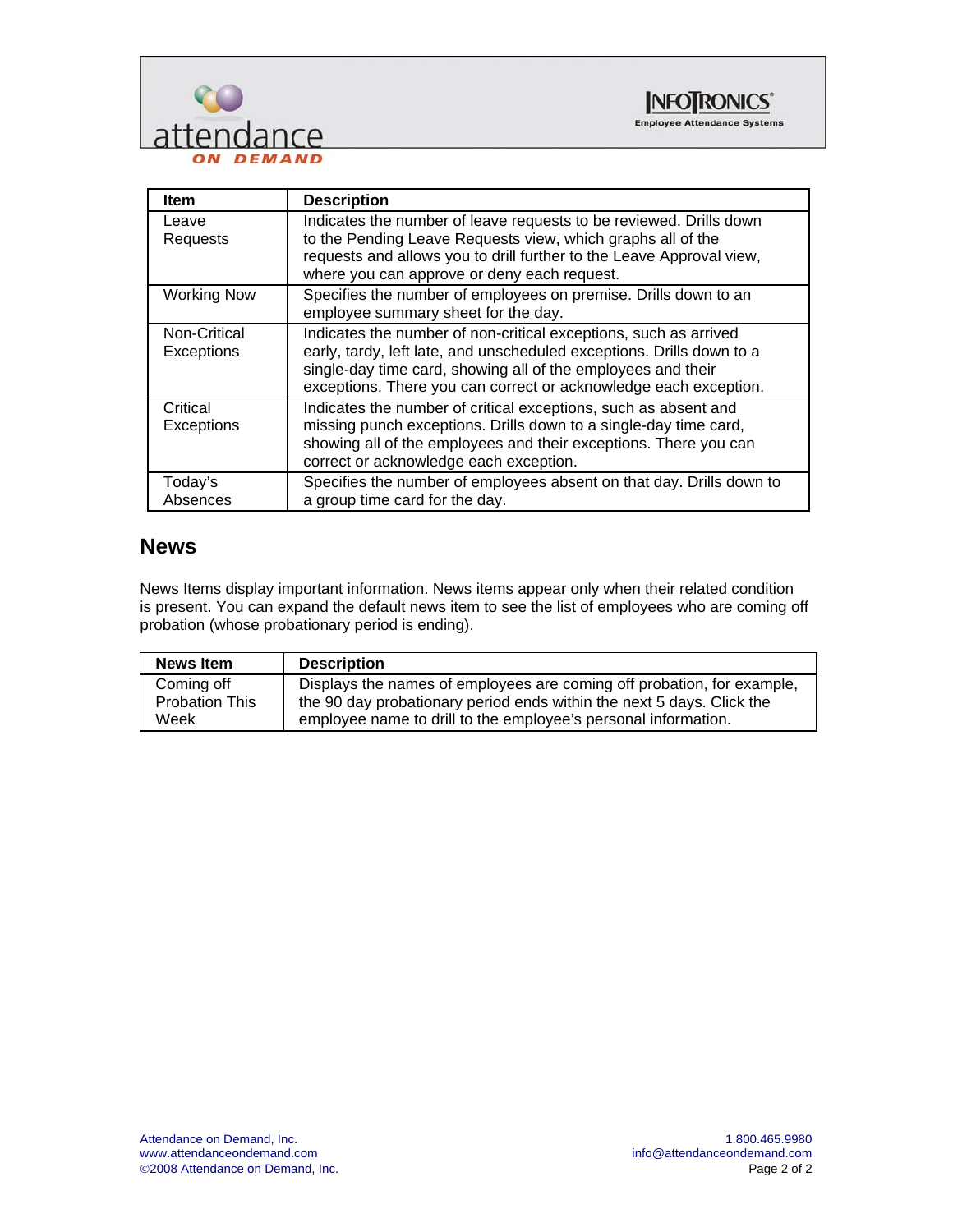| Item | Description |
|---|---|
| Leave Requests | Indicates the number of leave requests to be reviewed. Drills down to the Pending Leave Requests view, which graphs all of the requests and allows you to drill further to the Leave Approval view, where you can approve or deny each request. |
| Working Now | Specifies the number of employees on premise. Drills down to an employee summary sheet for the day. |
| Non-Critical Exceptions | Indicates the number of non-critical exceptions, such as arrived early, tardy, left late, and unscheduled exceptions. Drills down to a single-day time card, showing all of the employees and their exceptions. There you can correct or acknowledge each exception. |
| Critical Exceptions | Indicates the number of critical exceptions, such as absent and missing punch exceptions. Drills down to a single-day time card, showing all of the employees and their exceptions. There you can correct or acknowledge each exception. |
| Today's Absences | Specifies the number of employees absent on that day. Drills down to a group time card for the day. |

## News

News Items display important information. News items appear only when their related condition is present. You can expand the default news item to see the list of employees who are coming off probation (whose probationary period is ending).

| News Item | Description |
|---|---|
| Coming off Probation This Week | Displays the names of employees are coming off probation, for example, the 90 day probationary period ends within the next 5 days. Click the employee name to drill to the employee's personal information. |